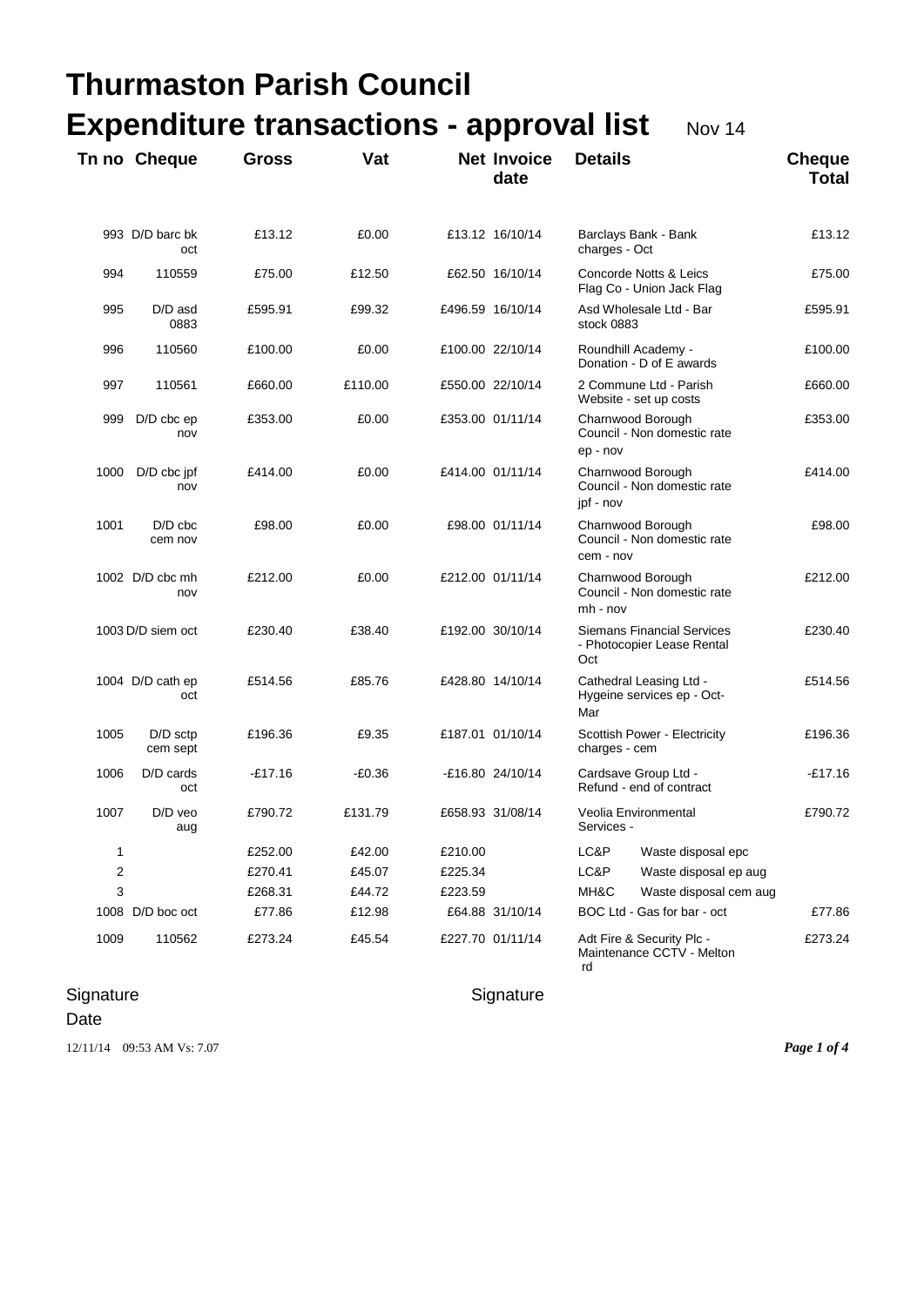# Thurmaston Parish Council

# Expenditure transactions - approval list Nov 14

| Tn no | Cheque | Gross | Vat | Net | Invoice date | Details | Cheque Total |
|---|---|---|---|---|---|---|---|
| 993 | D/D barc bk oct | £13.12 | £0.00 | £13.12 | 16/10/14 | Barclays Bank - Bank charges - Oct | £13.12 |
| 994 | 110559 | £75.00 | £12.50 | £62.50 | 16/10/14 | Concorde Notts & Leics Flag Co - Union Jack Flag | £75.00 |
| 995 | D/D asd 0883 | £595.91 | £99.32 | £496.59 | 16/10/14 | Asd Wholesale Ltd - Bar stock 0883 | £595.91 |
| 996 | 110560 | £100.00 | £0.00 | £100.00 | 22/10/14 | Roundhill Academy - Donation - D of E awards | £100.00 |
| 997 | 110561 | £660.00 | £110.00 | £550.00 | 22/10/14 | 2 Commune Ltd - Parish Website - set up costs | £660.00 |
| 999 | D/D cbc ep nov | £353.00 | £0.00 | £353.00 | 01/11/14 | Charnwood Borough Council - Non domestic rate ep - nov | £353.00 |
| 1000 | D/D cbc jpf nov | £414.00 | £0.00 | £414.00 | 01/11/14 | Charnwood Borough Council - Non domestic rate jpf - nov | £414.00 |
| 1001 | D/D cbc cem nov | £98.00 | £0.00 | £98.00 | 01/11/14 | Charnwood Borough Council - Non domestic rate cem - nov | £98.00 |
| 1002 | D/D cbc mh nov | £212.00 | £0.00 | £212.00 | 01/11/14 | Charnwood Borough Council - Non domestic rate mh - nov | £212.00 |
| 1003 | D/D siem oct | £230.40 | £38.40 | £192.00 | 30/10/14 | Siemans Financial Services - Photocopier Lease Rental Oct | £230.40 |
| 1004 | D/D cath ep oct | £514.56 | £85.76 | £428.80 | 14/10/14 | Cathedral Leasing Ltd - Hygeine services ep - Oct-Mar | £514.56 |
| 1005 | D/D sctp cem sept | £196.36 | £9.35 | £187.01 | 01/10/14 | Scottish Power - Electricity charges - cem | £196.36 |
| 1006 | D/D cards oct | -£17.16 | -£0.36 | -£16.80 | 24/10/14 | Cardsave Group Ltd - Refund - end of contract | -£17.16 |
| 1007 | D/D veo aug | £790.72 | £131.79 | £658.93 | 31/08/14 | Veolia Environmental Services - | £790.72 |
| 1 | | £252.00 | £42.00 | £210.00 | | LC&P Waste disposal epc | |
| 2 | | £270.41 | £45.07 | £225.34 | | LC&P Waste disposal ep aug | |
| 3 | | £268.31 | £44.72 | £223.59 | | MH&C Waste disposal cem aug | |
| 1008 | D/D boc oct | £77.86 | £12.98 | £64.88 | 31/10/14 | BOC Ltd - Gas for bar - oct | £77.86 |
| 1009 | 110562 | £273.24 | £45.54 | £227.70 | 01/11/14 | Adt Fire & Security Plc - Maintenance CCTV - Melton rd | £273.24 |

Signature

Signature

Date

12/11/14 09:53 AM Vs: 7.07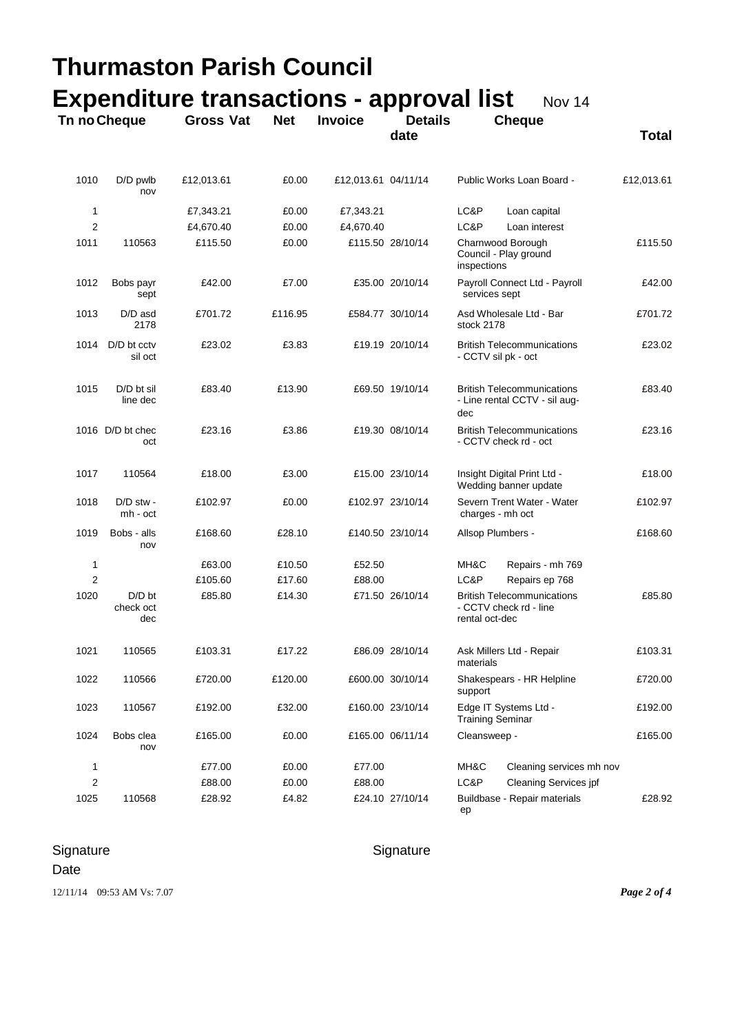# Thurmaston Parish Council

# Expenditure transactions - approval list Nov 14

| Tn no | Cheque | Gross | Vat | Net | Invoice date | Details | | Cheque Total |
|---|---|---|---|---|---|---|---|---|
| 1010 | D/D pwlb nov | £12,013.61 | £0.00 | £12,013.61 | 04/11/14 | Public Works Loan Board - | | £12,013.61 |
| 1 | | £7,343.21 | £0.00 | £7,343.21 | | LC&P | Loan capital | |
| 2 | | £4,670.40 | £0.00 | £4,670.40 | | LC&P | Loan interest | |
| 1011 | 110563 | £115.50 | £0.00 | £115.50 | 28/10/14 | Charnwood Borough Council - Play ground inspections | | £115.50 |
| 1012 | Bobs payr sept | £42.00 | £7.00 | £35.00 | 20/10/14 | Payroll Connect Ltd - Payroll services sept | | £42.00 |
| 1013 | D/D asd 2178 | £701.72 | £116.95 | £584.77 | 30/10/14 | Asd Wholesale Ltd - Bar stock 2178 | | £701.72 |
| 1014 | D/D bt cctv sil oct | £23.02 | £3.83 | £19.19 | 20/10/14 | British Telecommunications - CCTV sil pk - oct | | £23.02 |
| 1015 | D/D bt sil line dec | £83.40 | £13.90 | £69.50 | 19/10/14 | British Telecommunications - Line rental CCTV - sil aug-dec | | £83.40 |
| 1016 | D/D bt chec oct | £23.16 | £3.86 | £19.30 | 08/10/14 | British Telecommunications - CCTV check rd - oct | | £23.16 |
| 1017 | 110564 | £18.00 | £3.00 | £15.00 | 23/10/14 | Insight Digital Print Ltd - Wedding banner update | | £18.00 |
| 1018 | D/D stw - mh - oct | £102.97 | £0.00 | £102.97 | 23/10/14 | Severn Trent Water - Water charges - mh oct | | £102.97 |
| 1019 | Bobs - alls nov | £168.60 | £28.10 | £140.50 | 23/10/14 | Allsop Plumbers - | | £168.60 |
| 1 | | £63.00 | £10.50 | £52.50 | | MH&C | Repairs - mh 769 | |
| 2 | | £105.60 | £17.60 | £88.00 | | LC&P | Repairs ep 768 | |
| 1020 | D/D bt check oct dec | £85.80 | £14.30 | £71.50 | 26/10/14 | British Telecommunications - CCTV check rd - line rental oct-dec | | £85.80 |
| 1021 | 110565 | £103.31 | £17.22 | £86.09 | 28/10/14 | Ask Millers Ltd - Repair materials | | £103.31 |
| 1022 | 110566 | £720.00 | £120.00 | £600.00 | 30/10/14 | Shakespears - HR Helpline support | | £720.00 |
| 1023 | 110567 | £192.00 | £32.00 | £160.00 | 23/10/14 | Edge IT Systems Ltd - Training Seminar | | £192.00 |
| 1024 | Bobs clea nov | £165.00 | £0.00 | £165.00 | 06/11/14 | Cleansweep - | | £165.00 |
| 1 | | £77.00 | £0.00 | £77.00 | | MH&C | Cleaning services mh nov | |
| 2 | | £88.00 | £0.00 | £88.00 | | LC&P | Cleaning Services jpf | |
| 1025 | 110568 | £28.92 | £4.82 | £24.10 | 27/10/14 | Buildbase - Repair materials ep | | £28.92 |

Signature　　　　　　　　　　Signature

Date

12/11/14 09:53 AM Vs: 7.07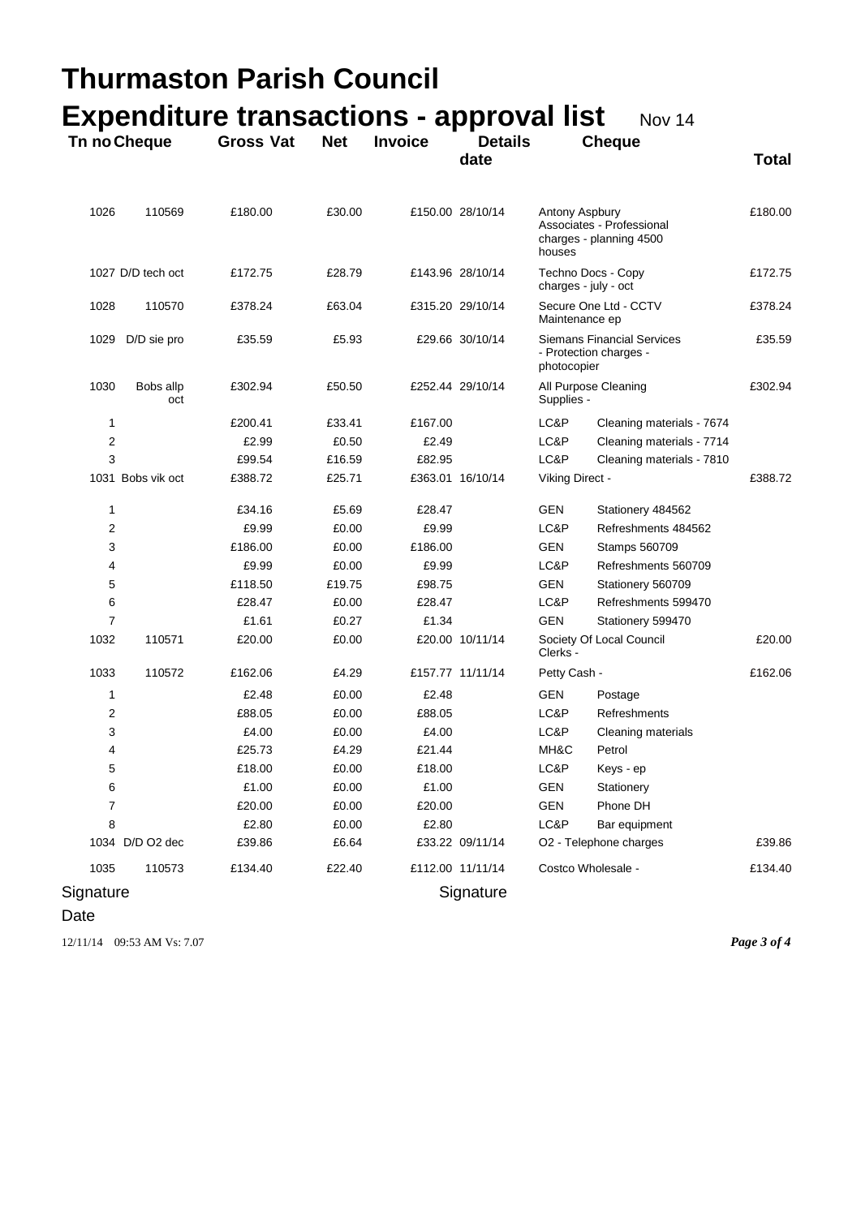# Thurmaston Parish Council

## Expenditure transactions - approval list Nov 14

| Tn no | Cheque | Gross | Vat | Net | Invoice date | Details | | Cheque Total |
|---|---|---|---|---|---|---|---|---|
| 1026 | 110569 | £180.00 | £30.00 | £150.00 | 28/10/14 | Antony Aspbury Associates - Professional charges - planning 4500 houses | | £180.00 |
| 1027 | D/D tech oct | £172.75 | £28.79 | £143.96 | 28/10/14 | Techno Docs - Copy charges - july - oct | | £172.75 |
| 1028 | 110570 | £378.24 | £63.04 | £315.20 | 29/10/14 | Secure One Ltd - CCTV Maintenance ep | | £378.24 |
| 1029 | D/D sie pro | £35.59 | £5.93 | £29.66 | 30/10/14 | Siemans Financial Services - Protection charges - photocopier | | £35.59 |
| 1030 | Bobs allp oct | £302.94 | £50.50 | £252.44 | 29/10/14 | All Purpose Cleaning Supplies - | | £302.94 |
| 1 | | £200.41 | £33.41 | £167.00 | | LC&P | Cleaning materials - 7674 | |
| 2 | | £2.99 | £0.50 | £2.49 | | LC&P | Cleaning materials - 7714 | |
| 3 | | £99.54 | £16.59 | £82.95 | | LC&P | Cleaning materials - 7810 | |
| 1031 | Bobs vik oct | £388.72 | £25.71 | £363.01 | 16/10/14 | Viking Direct - | | £388.72 |
| 1 | | £34.16 | £5.69 | £28.47 | | GEN | Stationery 484562 | |
| 2 | | £9.99 | £0.00 | £9.99 | | LC&P | Refreshments 484562 | |
| 3 | | £186.00 | £0.00 | £186.00 | | GEN | Stamps 560709 | |
| 4 | | £9.99 | £0.00 | £9.99 | | LC&P | Refreshments 560709 | |
| 5 | | £118.50 | £19.75 | £98.75 | | GEN | Stationery 560709 | |
| 6 | | £28.47 | £0.00 | £28.47 | | LC&P | Refreshments 599470 | |
| 7 | | £1.61 | £0.27 | £1.34 | | GEN | Stationery 599470 | |
| 1032 | 110571 | £20.00 | £0.00 | £20.00 | 10/11/14 | Society Of Local Council Clerks - | | £20.00 |
| 1033 | 110572 | £162.06 | £4.29 | £157.77 | 11/11/14 | Petty Cash - | | £162.06 |
| 1 | | £2.48 | £0.00 | £2.48 | | GEN | Postage | |
| 2 | | £88.05 | £0.00 | £88.05 | | LC&P | Refreshments | |
| 3 | | £4.00 | £0.00 | £4.00 | | LC&P | Cleaning materials | |
| 4 | | £25.73 | £4.29 | £21.44 | | MH&C | Petrol | |
| 5 | | £18.00 | £0.00 | £18.00 | | LC&P | Keys - ep | |
| 6 | | £1.00 | £0.00 | £1.00 | | GEN | Stationery | |
| 7 | | £20.00 | £0.00 | £20.00 | | GEN | Phone DH | |
| 8 | | £2.80 | £0.00 | £2.80 | | LC&P | Bar equipment | |
| 1034 | D/D O2 dec | £39.86 | £6.64 | £33.22 | 09/11/14 | O2 - Telephone charges | | £39.86 |
| 1035 | 110573 | £134.40 | £22.40 | £112.00 | 11/11/14 | Costco Wholesale - | | £134.40 |

Signature Signature

Date

12/11/14 09:53 AM Vs: 7.07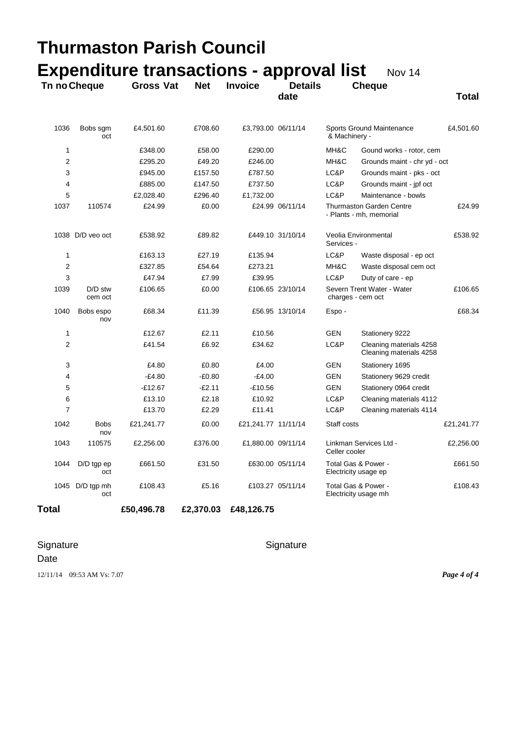# Thurmaston Parish Council

## Expenditure transactions - approval list Nov 14

| Tn no | Cheque | Gross | Vat | Net | Invoice date | Details | | Cheque Total |
|---|---|---|---|---|---|---|---|---|
| 1036 | Bobs sgm oct | £4,501.60 | £708.60 | £3,793.00 | 06/11/14 | Sports Ground Maintenance & Machinery - | | £4,501.60 |
| 1 | | £348.00 | £58.00 | £290.00 | | MH&C | Gound works - rotor, cem | |
| 2 | | £295.20 | £49.20 | £246.00 | | MH&C | Grounds maint - chr yd - oct | |
| 3 | | £945.00 | £157.50 | £787.50 | | LC&P | Grounds maint - pks - oct | |
| 4 | | £885.00 | £147.50 | £737.50 | | LC&P | Grounds maint - jpf oct | |
| 5 | | £2,028.40 | £296.40 | £1,732.00 | | LC&P | Maintenance - bowls | |
| 1037 | 110574 | £24.99 | £0.00 | £24.99 | 06/11/14 | Thurmaston Garden Centre - Plants - mh, memorial | | £24.99 |
| 1038 | D/D veo oct | £538.92 | £89.82 | £449.10 | 31/10/14 | Veolia Environmental Services - | | £538.92 |
| 1 | | £163.13 | £27.19 | £135.94 | | LC&P | Waste disposal - ep oct | |
| 2 | | £327.85 | £54.64 | £273.21 | | MH&C | Waste disposal cem oct | |
| 3 | | £47.94 | £7.99 | £39.95 | | LC&P | Duty of care - ep | |
| 1039 | D/D stw cem oct | £106.65 | £0.00 | £106.65 | 23/10/14 | Severn Trent Water - Water charges - cem oct | | £106.65 |
| 1040 | Bobs espo nov | £68.34 | £11.39 | £56.95 | 13/10/14 | Espo - | | £68.34 |
| 1 | | £12.67 | £2.11 | £10.56 | | GEN | Stationery 9222 | |
| 2 | | £41.54 | £6.92 | £34.62 | | LC&P | Cleaning materials 4258 Cleaning materials 4258 | |
| 3 | | £4.80 | £0.80 | £4.00 | | GEN | Stationery 1695 | |
| 4 | | -£4.80 | -£0.80 | -£4.00 | | GEN | Stationery 9629 credit | |
| 5 | | -£12.67 | -£2.11 | -£10.56 | | GEN | Stationery 0964 credit | |
| 6 | | £13.10 | £2.18 | £10.92 | | LC&P | Cleaning materials 4112 | |
| 7 | | £13.70 | £2.29 | £11.41 | | LC&P | Cleaning materials 4114 | |
| 1042 | Bobs nov | £21,241.77 | £0.00 | £21,241.77 | 11/11/14 | Staff costs | | £21,241.77 |
| 1043 | 110575 | £2,256.00 | £376.00 | £1,880.00 | 09/11/14 | Linkman Services Ltd - Celler cooler | | £2,256.00 |
| 1044 | D/D tgp ep oct | £661.50 | £31.50 | £630.00 | 05/11/14 | Total Gas & Power - Electricity usage ep | | £661.50 |
| 1045 | D/D tgp mh oct | £108.43 | £5.16 | £103.27 | 05/11/14 | Total Gas & Power - Electricity usage mh | | £108.43 |
| **Total** | | **£50,496.78** | **£2,370.03** | **£48,126.75** | | | | |

Signature

Signature

Date

12/11/14 09:53 AM Vs: 7.07